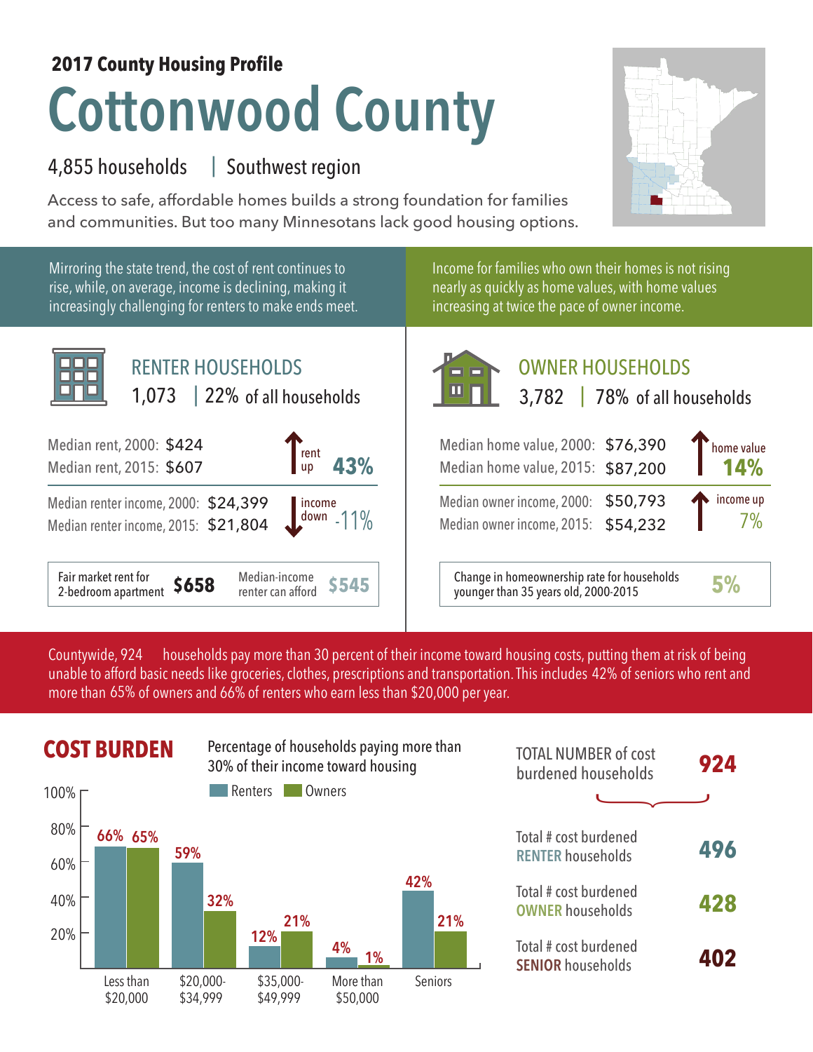**2017 County Housing Profile**

# Cottonwood County

4,855 households | Southwest region

Access to safe, affordable homes builds a strong foundation for families and communities. But too many Minnesotans lack good housing options.

Mirroring the state trend, the cost of rent continues to rise, while, on average, income is declining, making it increasingly challenging for renters to make ends meet.

Income for families who own their homes is not rising nearly as quickly as home values, with home values increasing at twice the pace of owner income.

## RENTER HOUSEHOLDS

1,073 | 22% of all households

Median rent, 2000: $424
Median rent, 2015: $607
rent up **43%**

Median renter income, 2000: $24,399
Median renter income, 2015: $21,804
income down -11%

Fair market rent for 2-bedroom apartment **$658**
Median-income renter can afford **$545**

## OWNER HOUSEHOLDS

3,782 | 78% of all households

Median home value, 2000: $76,390
Median home value, 2015: $87,200
home value **14%**

Median owner income, 2000: $50,793
Median owner income, 2015: $54,232
income up 7%

Change in homeownership rate for households younger than 35 years old, 2000-2015 **5%**

Countywide, 924 households pay more than 30 percent of their income toward housing costs, putting them at risk of being unable to afford basic needs like groceries, clothes, prescriptions and transportation. This includes 42% of seniors who rent and more than 65% of owners and 66% of renters who earn less than $20,000 per year.

## COST BURDEN

Percentage of households paying more than 30% of their income toward housing

| | Renters | Owners |
|---|---|---|
| Less than $20,000 | 66% | 65% |
| $20,000-$34,999 | 59% | 32% |
| $35,000-$49,999 | 12% | 21% |
| More than $50,000 | 4% | 1% |
| Seniors | 42% | 21% |

TOTAL NUMBER of cost burdened households **924**

Total # cost burdened RENTER households **496**

Total # cost burdened OWNER households **428**

Total # cost burdened SENIOR households **402**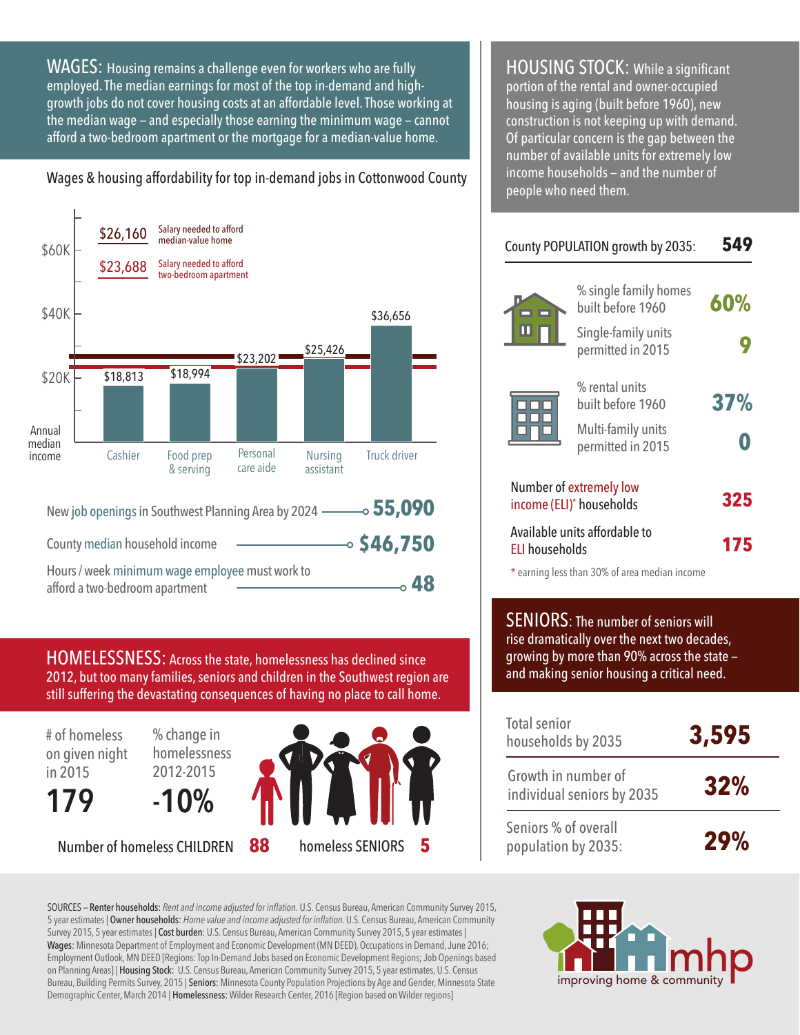## WAGES: Housing remains a challenge even for workers who are fully employed. The median earnings for most of the top in-demand and high-growth jobs do not cover housing costs at an affordable level. Those working at the median wage – and especially those earning the minimum wage – cannot afford a two-bedroom apartment or the mortgage for a median-value home.

Wages & housing affordability for top in-demand jobs in Cottonwood County

$26,160 Salary needed to afford median-value home

$23,688 Salary needed to afford two-bedroom apartment

$60K

$40K

$20K

Annual median income

$18,813 Cashier

$18,994 Food prep & serving

$23,202 Personal care aide

$25,426 Nursing assistant

$36,656 Truck driver

New job openings in Southwest Planning Area by 2024 — **55,090**

County median household income — **$46,750**

Hours / week minimum wage employee must work to afford a two-bedroom apartment — **48**

## HOMELESSNESS: Across the state, homelessness has declined since 2012, but too many families, seniors and children in the Southwest region are still suffering the devastating consequences of having no place to call home.

# of homeless on given night in 2015
**179**

% change in homelessness 2012-2015
**-10%**

Number of homeless CHILDREN **88**

homeless SENIORS **5**

## HOUSING STOCK: While a significant portion of the rental and owner-occupied housing is aging (built before 1960), new construction is not keeping up with demand. Of particular concern is the gap between the number of available units for extremely low income households – and the number of people who need them.

| | |
|---|---|
| County POPULATION growth by 2035: | **549** |
| % single family homes built before 1960 | **60%** |
| Single-family units permitted in 2015 | **9** |
| % rental units built before 1960 | **37%** |
| Multi-family units permitted in 2015 | **0** |
| Number of extremely low income (ELI)* households | **325** |
| Available units affordable to ELI households | **175** |

\* earning less than 30% of area median income

## SENIORS: The number of seniors will rise dramatically over the next two decades, growing by more than 90% across the state – and making senior housing a critical need.

| | |
|---|---|
| Total senior households by 2035 | **3,595** |
| Growth in number of individual seniors by 2035 | **32%** |
| Seniors % of overall population by 2035: | **29%** |

SOURCES – **Renter households**: *Rent and income adjusted for inflation.* U.S. Census Bureau, American Community Survey 2015, 5 year estimates | **Owner households**: *Home value and income adjusted for inflation.* U.S. Census Bureau, American Community Survey 2015, 5 year estimates | **Cost burden**: U.S. Census Bureau, American Community Survey 2015, 5 year estimates | **Wages**: Minnesota Department of Employment and Economic Development (MN DEED), Occupations in Demand, June 2016; Employment Outlook, MN DEED [Regions: Top In-Demand Jobs based on Economic Development Regions; Job Openings based on Planning Areas] | **Housing Stock**: U.S. Census Bureau, American Community Survey 2015, 5 year estimates, U.S. Census Bureau, Building Permits Survey, 2015 | **Seniors**: Minnesota County Population Projections by Age and Gender, Minnesota State Demographic Center, March 2014 | **Homelessness**: Wilder Research Center, 2016 [Region based on Wilder regions]

mhp improving home & community